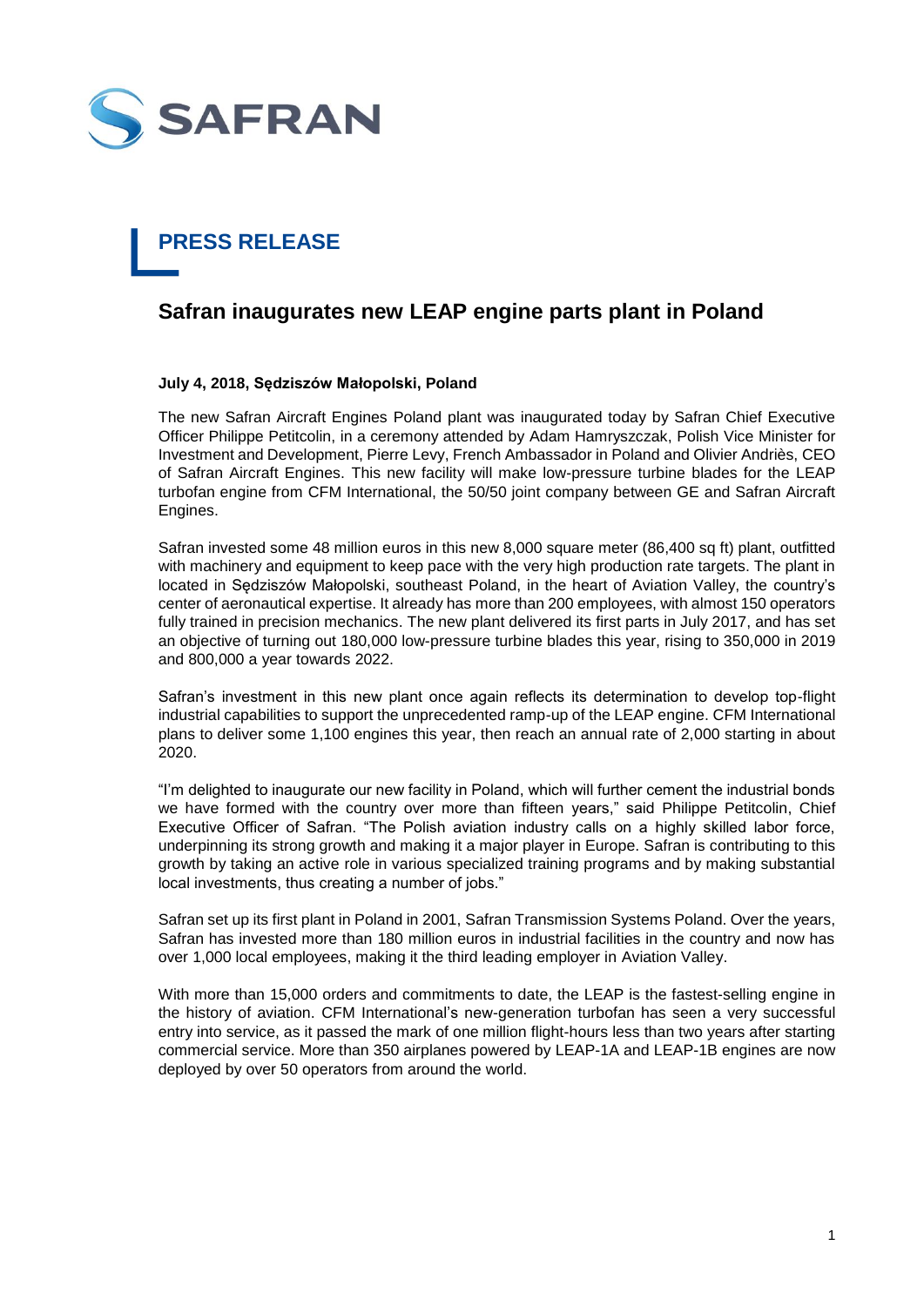SAFRAN

# PRESS RELEASE

## Safran inaugurates new LEAP engine parts plant in Poland

**July 4, 2018, Sędziszów Małopolski, Poland**

The new Safran Aircraft Engines Poland plant was inaugurated today by Safran Chief Executive Officer Philippe Petitcolin, in a ceremony attended by Adam Hamryszczak, Polish Vice Minister for Investment and Development, Pierre Levy, French Ambassador in Poland and Olivier Andriès, CEO of Safran Aircraft Engines. This new facility will make low-pressure turbine blades for the LEAP turbofan engine from CFM International, the 50/50 joint company between GE and Safran Aircraft Engines.

Safran invested some 48 million euros in this new 8,000 square meter (86,400 sq ft) plant, outfitted with machinery and equipment to keep pace with the very high production rate targets. The plant in located in Sędziszów Małopolski, southeast Poland, in the heart of Aviation Valley, the country's center of aeronautical expertise. It already has more than 200 employees, with almost 150 operators fully trained in precision mechanics. The new plant delivered its first parts in July 2017, and has set an objective of turning out 180,000 low-pressure turbine blades this year, rising to 350,000 in 2019 and 800,000 a year towards 2022.

Safran's investment in this new plant once again reflects its determination to develop top-flight industrial capabilities to support the unprecedented ramp-up of the LEAP engine. CFM International plans to deliver some 1,100 engines this year, then reach an annual rate of 2,000 starting in about 2020.

"I'm delighted to inaugurate our new facility in Poland, which will further cement the industrial bonds we have formed with the country over more than fifteen years," said Philippe Petitcolin, Chief Executive Officer of Safran. "The Polish aviation industry calls on a highly skilled labor force, underpinning its strong growth and making it a major player in Europe. Safran is contributing to this growth by taking an active role in various specialized training programs and by making substantial local investments, thus creating a number of jobs."

Safran set up its first plant in Poland in 2001, Safran Transmission Systems Poland. Over the years, Safran has invested more than 180 million euros in industrial facilities in the country and now has over 1,000 local employees, making it the third leading employer in Aviation Valley.

With more than 15,000 orders and commitments to date, the LEAP is the fastest-selling engine in the history of aviation. CFM International's new-generation turbofan has seen a very successful entry into service, as it passed the mark of one million flight-hours less than two years after starting commercial service. More than 350 airplanes powered by LEAP-1A and LEAP-1B engines are now deployed by over 50 operators from around the world.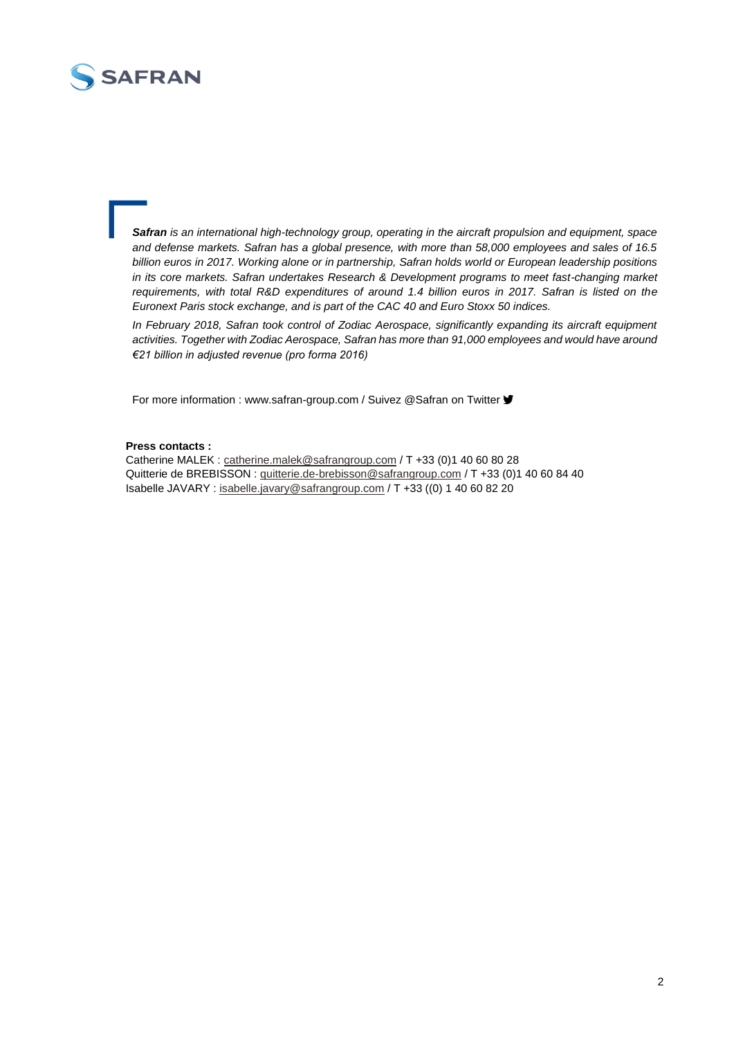***Safran*** *is an international high-technology group, operating in the aircraft propulsion and equipment, space and defense markets. Safran has a global presence, with more than 58,000 employees and sales of 16.5 billion euros in 2017. Working alone or in partnership, Safran holds world or European leadership positions in its core markets. Safran undertakes Research & Development programs to meet fast-changing market requirements, with total R&D expenditures of around 1.4 billion euros in 2017. Safran is listed on the Euronext Paris stock exchange, and is part of the CAC 40 and Euro Stoxx 50 indices.*

*In February 2018, Safran took control of Zodiac Aerospace, significantly expanding its aircraft equipment activities. Together with Zodiac Aerospace, Safran has more than 91,000 employees and would have around €21 billion in adjusted revenue (pro forma 2016)*

For more information : www.safran-group.com / Suivez @Safran on Twitter

**Press contacts :**

Catherine MALEK : catherine.malek@safrangroup.com / T +33 (0)1 40 60 80 28
Quitterie de BREBISSON : quitterie.de-brebisson@safrangroup.com / T +33 (0)1 40 60 84 40
Isabelle JAVARY : isabelle.javary@safrangroup.com / T +33 ((0) 1 40 60 82 20